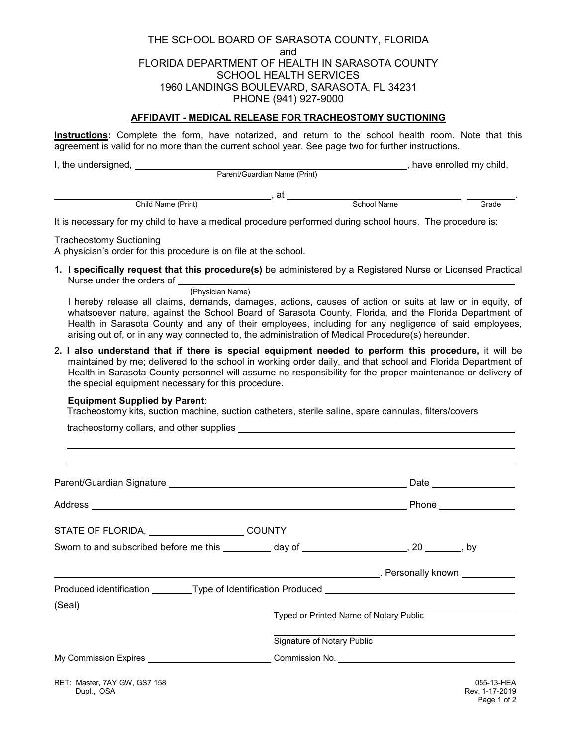THE SCHOOL BOARD OF SARASOTA COUNTY, FLORIDA
and
FLORIDA DEPARTMENT OF HEALTH IN SARASOTA COUNTY
SCHOOL HEALTH SERVICES
1960 LANDINGS BOULEVARD, SARASOTA, FL 34231
PHONE (941) 927-9000

## AFFIDAVIT - MEDICAL RELEASE FOR TRACHEOSTOMY SUCTIONING

**Instructions:** Complete the form, have notarized, and return to the school health room. Note that this agreement is valid for no more than the current school year. See page two for further instructions.

I, the undersigned, ______________________________ (Parent/Guardian Name (Print)), have enrolled my child,

______________________________ (Child Name (Print)), at ______________________________ (School Name) __________ (Grade).

It is necessary for my child to have a medical procedure performed during school hours. The procedure is:

Tracheostomy Suctioning
A physician's order for this procedure is on file at the school.

1. **I specifically request that this procedure(s)** be administered by a Registered Nurse or Licensed Practical Nurse under the orders of ______________________________ (Physician Name)

   I hereby release all claims, demands, damages, actions, causes of action or suits at law or in equity, of whatsoever nature, against the School Board of Sarasota County, Florida, and the Florida Department of Health in Sarasota County and any of their employees, including for any negligence of said employees, arising out of, or in any way connected to, the administration of Medical Procedure(s) hereunder.

2. **I also understand that if there is special equipment needed to perform this procedure,** it will be maintained by me; delivered to the school in working order daily, and that school and Florida Department of Health in Sarasota County personnel will assume no responsibility for the proper maintenance or delivery of the special equipment necessary for this procedure.

   **Equipment Supplied by Parent**:
   Tracheostomy kits, suction machine, suction catheters, sterile saline, spare cannulas, filters/covers

   tracheostomy collars, and other supplies ______________________________

   ______________________________

   ______________________________

Parent/Guardian Signature ______________________________ Date ______________

Address ______________________________ Phone ______________

STATE OF FLORIDA, ______________ COUNTY

Sworn to and subscribed before me this ________ day of ______________, 20 ______, by

______________________________. Personally known __________

Produced identification ________ Type of Identification Produced ______________________________

(Seal)

______________________________
Typed or Printed Name of Notary Public

______________________________
Signature of Notary Public

My Commission Expires ______________________ Commission No. ______________________

RET: Master, 7AY GW, GS7 158
Dupl., OSA

055-13-HEA
Rev. 1-17-2019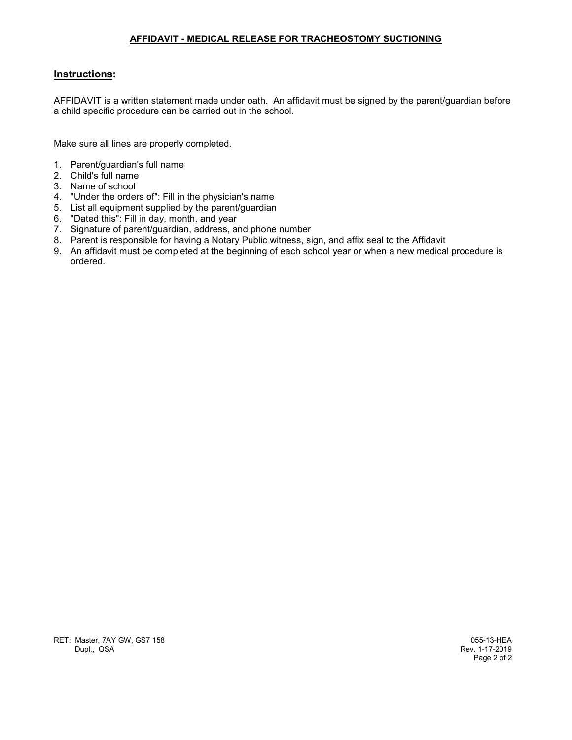## AFFIDAVIT - MEDICAL RELEASE FOR TRACHEOSTOMY SUCTIONING

### Instructions:

AFFIDAVIT is a written statement made under oath. An affidavit must be signed by the parent/guardian before a child specific procedure can be carried out in the school.

Make sure all lines are properly completed.

1. Parent/guardian's full name
2. Child's full name
3. Name of school
4. "Under the orders of": Fill in the physician's name
5. List all equipment supplied by the parent/guardian
6. "Dated this": Fill in day, month, and year
7. Signature of parent/guardian, address, and phone number
8. Parent is responsible for having a Notary Public witness, sign, and affix seal to the Affidavit
9. An affidavit must be completed at the beginning of each school year or when a new medical procedure is ordered.

RET: Master, 7AY GW, GS7 158
Dupl., OSA

055-13-HEA
Rev. 1-17-2019